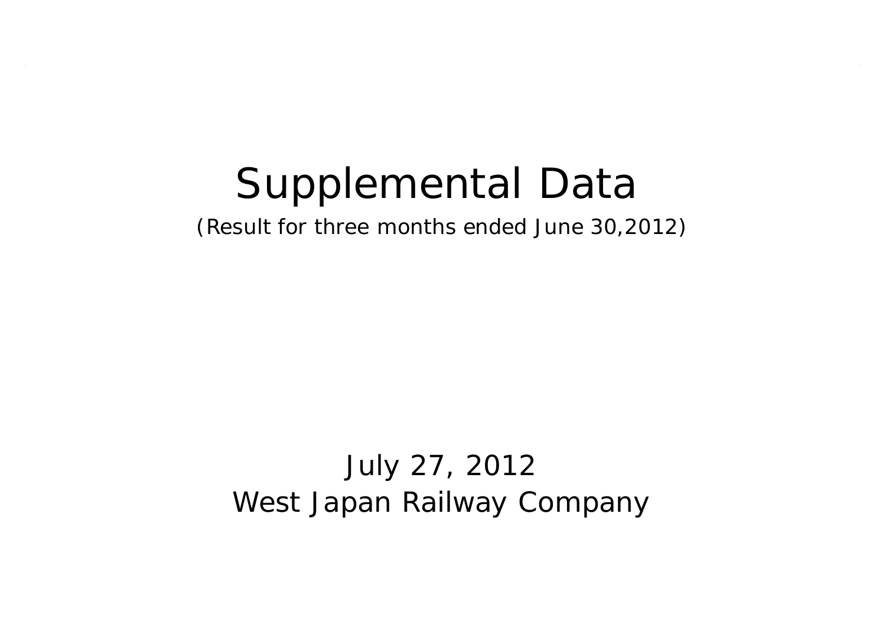# Supplemental Data

(Result for three months ended June 30,2012)

July 27, 2012

West Japan Railway Company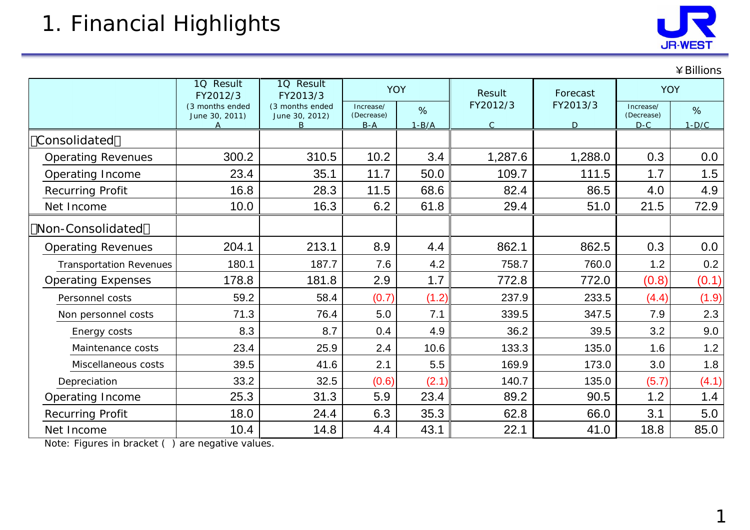# 1. Financial Highlights

¥Billions

| | 1Q Result FY2012/3 (3 months ended June 30, 2011) A | 1Q Result FY2013/3 (3 months ended June 30, 2012) B | YOY | | Result FY2012/3 C | Forecast FY2013/3 D | YOY | |
|---|---|---|---|---|---|---|---|---|
| | | | Increase/ (Decrease) B-A | % 1-B/A | | | Increase/ (Decrease) D-C | % 1-D/C |
| 【Consolidated】 | | | | | | | | |
| Operating Revenues | 300.2 | 310.5 | 10.2 | 3.4 | 1,287.6 | 1,288.0 | 0.3 | 0.0 |
| Operating Income | 23.4 | 35.1 | 11.7 | 50.0 | 109.7 | 111.5 | 1.7 | 1.5 |
| Recurring Profit | 16.8 | 28.3 | 11.5 | 68.6 | 82.4 | 86.5 | 4.0 | 4.9 |
| Net Income | 10.0 | 16.3 | 6.2 | 61.8 | 29.4 | 51.0 | 21.5 | 72.9 |
| 【Non-Consolidated】 | | | | | | | | |
| Operating Revenues | 204.1 | 213.1 | 8.9 | 4.4 | 862.1 | 862.5 | 0.3 | 0.0 |
| Transportation Revenues | 180.1 | 187.7 | 7.6 | 4.2 | 758.7 | 760.0 | 1.2 | 0.2 |
| Operating Expenses | 178.8 | 181.8 | 2.9 | 1.7 | 772.8 | 772.0 | (0.8) | (0.1) |
| Personnel costs | 59.2 | 58.4 | (0.7) | (1.2) | 237.9 | 233.5 | (4.4) | (1.9) |
| Non personnel costs | 71.3 | 76.4 | 5.0 | 7.1 | 339.5 | 347.5 | 7.9 | 2.3 |
| Energy costs | 8.3 | 8.7 | 0.4 | 4.9 | 36.2 | 39.5 | 3.2 | 9.0 |
| Maintenance costs | 23.4 | 25.9 | 2.4 | 10.6 | 133.3 | 135.0 | 1.6 | 1.2 |
| Miscellaneous costs | 39.5 | 41.6 | 2.1 | 5.5 | 169.9 | 173.0 | 3.0 | 1.8 |
| Depreciation | 33.2 | 32.5 | (0.6) | (2.1) | 140.7 | 135.0 | (5.7) | (4.1) |
| Operating Income | 25.3 | 31.3 | 5.9 | 23.4 | 89.2 | 90.5 | 1.2 | 1.4 |
| Recurring Profit | 18.0 | 24.4 | 6.3 | 35.3 | 62.8 | 66.0 | 3.1 | 5.0 |
| Net Income | 10.4 | 14.8 | 4.4 | 43.1 | 22.1 | 41.0 | 18.8 | 85.0 |

Note: Figures in bracket ( ) are negative values.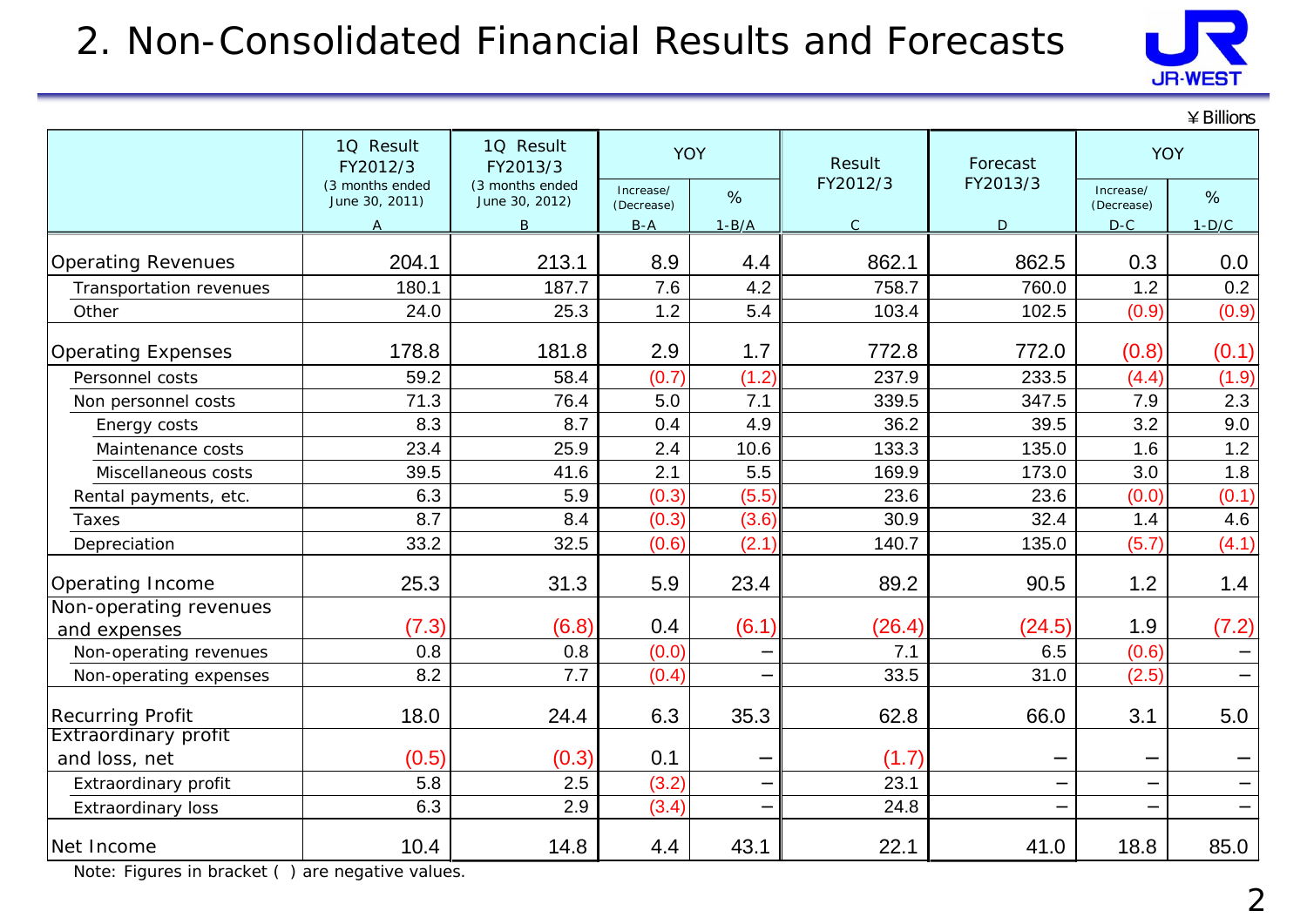# 2. Non-Consolidated Financial Results and Forecasts

¥Billions

| | 1Q Result FY2012/3 (3 months ended June 30, 2011) A | 1Q Result FY2013/3 (3 months ended June 30, 2012) B | YOY | | Result FY2012/3 C | Forecast FY2013/3 D | YOY | |
|---|---|---|---|---|---|---|---|---|
| | | | Increase/ (Decrease) B-A | % 1-B/A | | | Increase/ (Decrease) D-C | % 1-D/C |
| Operating Revenues | 204.1 | 213.1 | 8.9 | 4.4 | 862.1 | 862.5 | 0.3 | 0.0 |
| Transportation revenues | 180.1 | 187.7 | 7.6 | 4.2 | 758.7 | 760.0 | 1.2 | 0.2 |
| Other | 24.0 | 25.3 | 1.2 | 5.4 | 103.4 | 102.5 | (0.9) | (0.9) |
| Operating Expenses | 178.8 | 181.8 | 2.9 | 1.7 | 772.8 | 772.0 | (0.8) | (0.1) |
| Personnel costs | 59.2 | 58.4 | (0.7) | (1.2) | 237.9 | 233.5 | (4.4) | (1.9) |
| Non personnel costs | 71.3 | 76.4 | 5.0 | 7.1 | 339.5 | 347.5 | 7.9 | 2.3 |
| Energy costs | 8.3 | 8.7 | 0.4 | 4.9 | 36.2 | 39.5 | 3.2 | 9.0 |
| Maintenance costs | 23.4 | 25.9 | 2.4 | 10.6 | 133.3 | 135.0 | 1.6 | 1.2 |
| Miscellaneous costs | 39.5 | 41.6 | 2.1 | 5.5 | 169.9 | 173.0 | 3.0 | 1.8 |
| Rental payments, etc. | 6.3 | 5.9 | (0.3) | (5.5) | 23.6 | 23.6 | (0.0) | (0.1) |
| Taxes | 8.7 | 8.4 | (0.3) | (3.6) | 30.9 | 32.4 | 1.4 | 4.6 |
| Depreciation | 33.2 | 32.5 | (0.6) | (2.1) | 140.7 | 135.0 | (5.7) | (4.1) |
| Operating Income | 25.3 | 31.3 | 5.9 | 23.4 | 89.2 | 90.5 | 1.2 | 1.4 |
| Non-operating revenues and expenses | (7.3) | (6.8) | 0.4 | (6.1) | (26.4) | (24.5) | 1.9 | (7.2) |
| Non-operating revenues | 0.8 | 0.8 | (0.0) | – | 7.1 | 6.5 | (0.6) | – |
| Non-operating expenses | 8.2 | 7.7 | (0.4) | – | 33.5 | 31.0 | (2.5) | – |
| Recurring Profit | 18.0 | 24.4 | 6.3 | 35.3 | 62.8 | 66.0 | 3.1 | 5.0 |
| Extraordinary profit and loss, net | (0.5) | (0.3) | 0.1 | – | (1.7) | – | – | – |
| Extraordinary profit | 5.8 | 2.5 | (3.2) | – | 23.1 | – | – | – |
| Extraordinary loss | 6.3 | 2.9 | (3.4) | – | 24.8 | – | – | – |
| Net Income | 10.4 | 14.8 | 4.4 | 43.1 | 22.1 | 41.0 | 18.8 | 85.0 |

Note: Figures in bracket ( ) are negative values.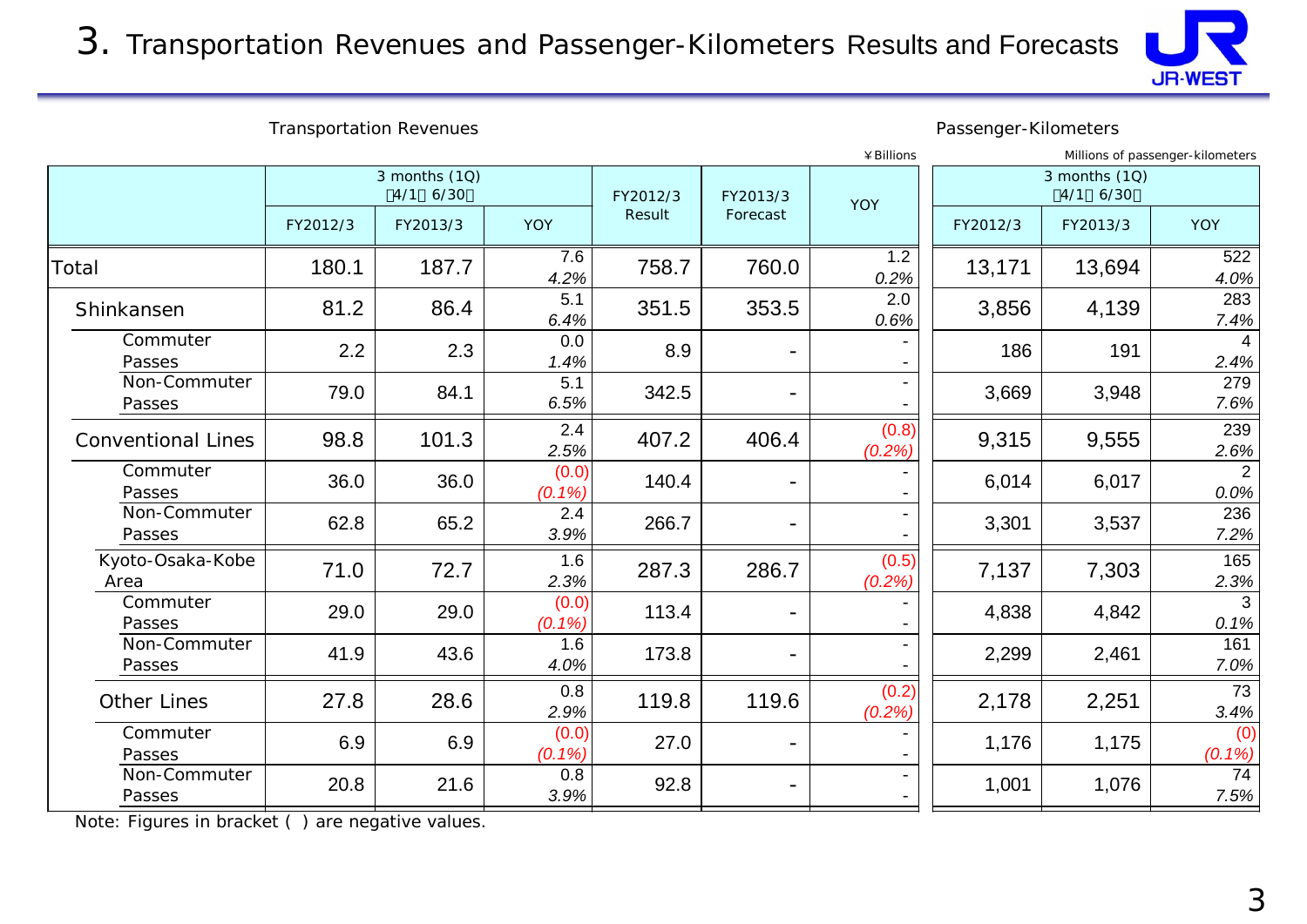# 3. Transportation Revenues and Passenger-Kilometers Results and Forecasts

Transportation Revenues (¥Billions) / Passenger-Kilometers (Millions of passenger-kilometers)

| | Transportation Revenues: 3 months (1Q) (4/1～6/30) | | | FY2012/3 Result | FY2013/3 Forecast | YOY | Passenger-Kilometers: 3 months (1Q) (4/1～6/30) | | |
|---|---|---|---|---|---|---|---|---|---|
| | FY2012/3 | FY2013/3 | YOY | | | | FY2012/3 | FY2013/3 | YOY |
| Total | 180.1 | 187.7 | 7.6 *4.2%* | 758.7 | 760.0 | 1.2 *0.2%* | 13,171 | 13,694 | 522 *4.0%* |
| Shinkansen | 81.2 | 86.4 | 5.1 *6.4%* | 351.5 | 353.5 | 2.0 *0.6%* | 3,856 | 4,139 | 283 *7.4%* |
| Commuter Passes | 2.2 | 2.3 | 0.0 *1.4%* | 8.9 | - | - - | 186 | 191 | 4 *2.4%* |
| Non-Commuter Passes | 79.0 | 84.1 | 5.1 *6.5%* | 342.5 | - | - - | 3,669 | 3,948 | 279 *7.6%* |
| Conventional Lines | 98.8 | 101.3 | 2.4 *2.5%* | 407.2 | 406.4 | (0.8) *(0.2%)* | 9,315 | 9,555 | 239 *2.6%* |
| Commuter Passes | 36.0 | 36.0 | (0.0) *(0.1%)* | 140.4 | - | - - | 6,014 | 6,017 | 2 *0.0%* |
| Non-Commuter Passes | 62.8 | 65.2 | 2.4 *3.9%* | 266.7 | - | - - | 3,301 | 3,537 | 236 *7.2%* |
| Kyoto-Osaka-Kobe Area | 71.0 | 72.7 | 1.6 *2.3%* | 287.3 | 286.7 | (0.5) *(0.2%)* | 7,137 | 7,303 | 165 *2.3%* |
| Commuter Passes | 29.0 | 29.0 | (0.0) *(0.1%)* | 113.4 | - | - - | 4,838 | 4,842 | 3 *0.1%* |
| Non-Commuter Passes | 41.9 | 43.6 | 1.6 *4.0%* | 173.8 | - | - - | 2,299 | 2,461 | 161 *7.0%* |
| Other Lines | 27.8 | 28.6 | 0.8 *2.9%* | 119.8 | 119.6 | (0.2) *(0.2%)* | 2,178 | 2,251 | 73 *3.4%* |
| Commuter Passes | 6.9 | 6.9 | (0.0) *(0.1%)* | 27.0 | - | - - | 1,176 | 1,175 | (0) *(0.1%)* |
| Non-Commuter Passes | 20.8 | 21.6 | 0.8 *3.9%* | 92.8 | - | - - | 1,001 | 1,076 | 74 *7.5%* |

Note: Figures in bracket ( ) are negative values.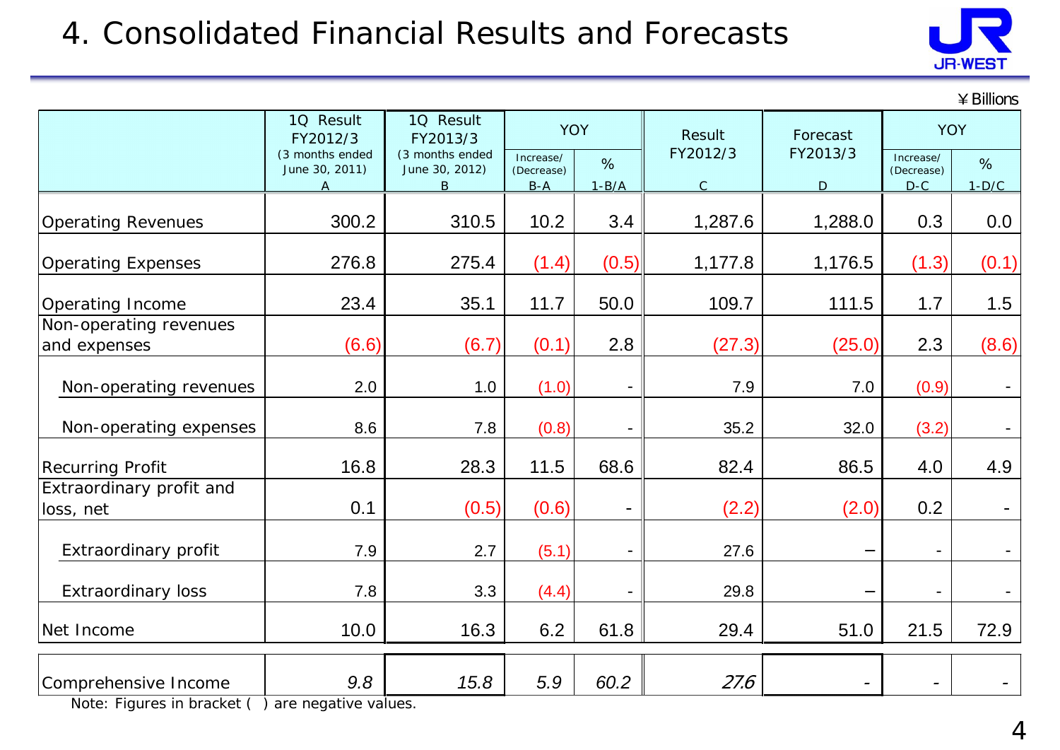# 4. Consolidated Financial Results and Forecasts

¥ Billions

| | 1Q Result FY2012/3 (3 months ended June 30, 2011) A | 1Q Result FY2013/3 (3 months ended June 30, 2012) B | YOY | | Result FY2012/3 C | Forecast FY2013/3 D | YOY | |
|---|---|---|---|---|---|---|---|---|
| | | | Increase/ (Decrease) B-A | % 1-B/A | | | Increase/ (Decrease) D-C | % 1-D/C |
| Operating Revenues | 300.2 | 310.5 | 10.2 | 3.4 | 1,287.6 | 1,288.0 | 0.3 | 0.0 |
| Operating Expenses | 276.8 | 275.4 | (1.4) | (0.5) | 1,177.8 | 1,176.5 | (1.3) | (0.1) |
| Operating Income | 23.4 | 35.1 | 11.7 | 50.0 | 109.7 | 111.5 | 1.7 | 1.5 |
| Non-operating revenues and expenses | (6.6) | (6.7) | (0.1) | 2.8 | (27.3) | (25.0) | 2.3 | (8.6) |
| Non-operating revenues | 2.0 | 1.0 | (1.0) | - | 7.9 | 7.0 | (0.9) | - |
| Non-operating expenses | 8.6 | 7.8 | (0.8) | - | 35.2 | 32.0 | (3.2) | - |
| Recurring Profit | 16.8 | 28.3 | 11.5 | 68.6 | 82.4 | 86.5 | 4.0 | 4.9 |
| Extraordinary profit and loss, net | 0.1 | (0.5) | (0.6) | - | (2.2) | (2.0) | 0.2 | - |
| Extraordinary profit | 7.9 | 2.7 | (5.1) | - | 27.6 | − | - | - |
| Extraordinary loss | 7.8 | 3.3 | (4.4) | - | 29.8 | − | - | - |
| Net Income | 10.0 | 16.3 | 6.2 | 61.8 | 29.4 | 51.0 | 21.5 | 72.9 |
| Comprehensive Income | *9.8* | *15.8* | *5.9* | *60.2* | *27.6* | - | - | - |

Note: Figures in bracket ( ) are negative values.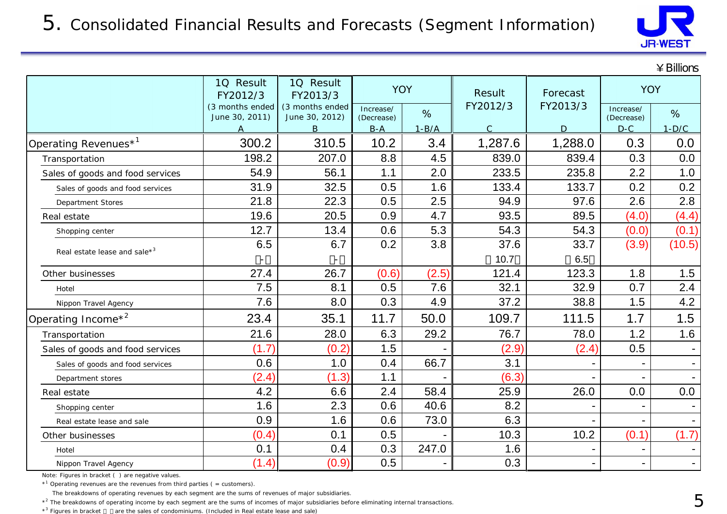# 5. Consolidated Financial Results and Forecasts (Segment Information)

¥Billions

| | 1Q Result FY2012/3 (3 months ended June 30, 2011) A | 1Q Result FY2013/3 (3 months ended June 30, 2012) B | YOY Increase/(Decrease) B-A | YOY % 1-B/A | Result FY2012/3 C | Forecast FY2013/3 D | YOY Increase/(Decrease) D-C | YOY % 1-D/C |
|---|---|---|---|---|---|---|---|---|
| Operating Revenues*1 | 300.2 | 310.5 | 10.2 | 3.4 | 1,287.6 | 1,288.0 | 0.3 | 0.0 |
| Transportation | 198.2 | 207.0 | 8.8 | 4.5 | 839.0 | 839.4 | 0.3 | 0.0 |
| Sales of goods and food services | 54.9 | 56.1 | 1.1 | 2.0 | 233.5 | 235.8 | 2.2 | 1.0 |
| Sales of goods and food services | 31.9 | 32.5 | 0.5 | 1.6 | 133.4 | 133.7 | 0.2 | 0.2 |
| Department Stores | 21.8 | 22.3 | 0.5 | 2.5 | 94.9 | 97.6 | 2.6 | 2.8 |
| Real estate | 19.6 | 20.5 | 0.9 | 4.7 | 93.5 | 89.5 | (4.0) | (4.4) |
| Shopping center | 12.7 | 13.4 | 0.6 | 5.3 | 54.3 | 54.3 | (0.0) | (0.1) |
| Real estate lease and sale*3 | 6.5 〔-〕 | 6.7 〔-〕 | 0.2 | 3.8 | 37.6 〔10.7〕 | 33.7 〔6.5〕 | (3.9) | (10.5) |
| Other businesses | 27.4 | 26.7 | (0.6) | (2.5) | 121.4 | 123.3 | 1.8 | 1.5 |
| Hotel | 7.5 | 8.1 | 0.5 | 7.6 | 32.1 | 32.9 | 0.7 | 2.4 |
| Nippon Travel Agency | 7.6 | 8.0 | 0.3 | 4.9 | 37.2 | 38.8 | 1.5 | 4.2 |
| Operating Income*2 | 23.4 | 35.1 | 11.7 | 50.0 | 109.7 | 111.5 | 1.7 | 1.5 |
| Transportation | 21.6 | 28.0 | 6.3 | 29.2 | 76.7 | 78.0 | 1.2 | 1.6 |
| Sales of goods and food services | (1.7) | (0.2) | 1.5 | - | (2.9) | (2.4) | 0.5 | - |
| Sales of goods and food services | 0.6 | 1.0 | 0.4 | 66.7 | 3.1 | - | - | - |
| Department stores | (2.4) | (1.3) | 1.1 | - | (6.3) | - | - | - |
| Real estate | 4.2 | 6.6 | 2.4 | 58.4 | 25.9 | 26.0 | 0.0 | 0.0 |
| Shopping center | 1.6 | 2.3 | 0.6 | 40.6 | 8.2 | - | - | - |
| Real estate lease and sale | 0.9 | 1.6 | 0.6 | 73.0 | 6.3 | - | - | - |
| Other businesses | (0.4) | 0.1 | 0.5 | - | 10.3 | 10.2 | (0.1) | (1.7) |
| Hotel | 0.1 | 0.4 | 0.3 | 247.0 | 1.6 | - | - | - |
| Nippon Travel Agency | (1.4) | (0.9) | 0.5 | - | 0.3 | - | - | - |

Note: Figures in bracket ( ) are negative values.

*1 Operating revenues are the revenues from third parties ( = customers).
The breakdowns of operating revenues by each segment are the sums of revenues of major subsidiaries.

*2 The breakdowns of operating income by each segment are the sums of incomes of major subsidiaries before eliminating internal transactions.

*3 Figures in bracket 〔 〕 are the sales of condominiums. (Included in Real estate lease and sale)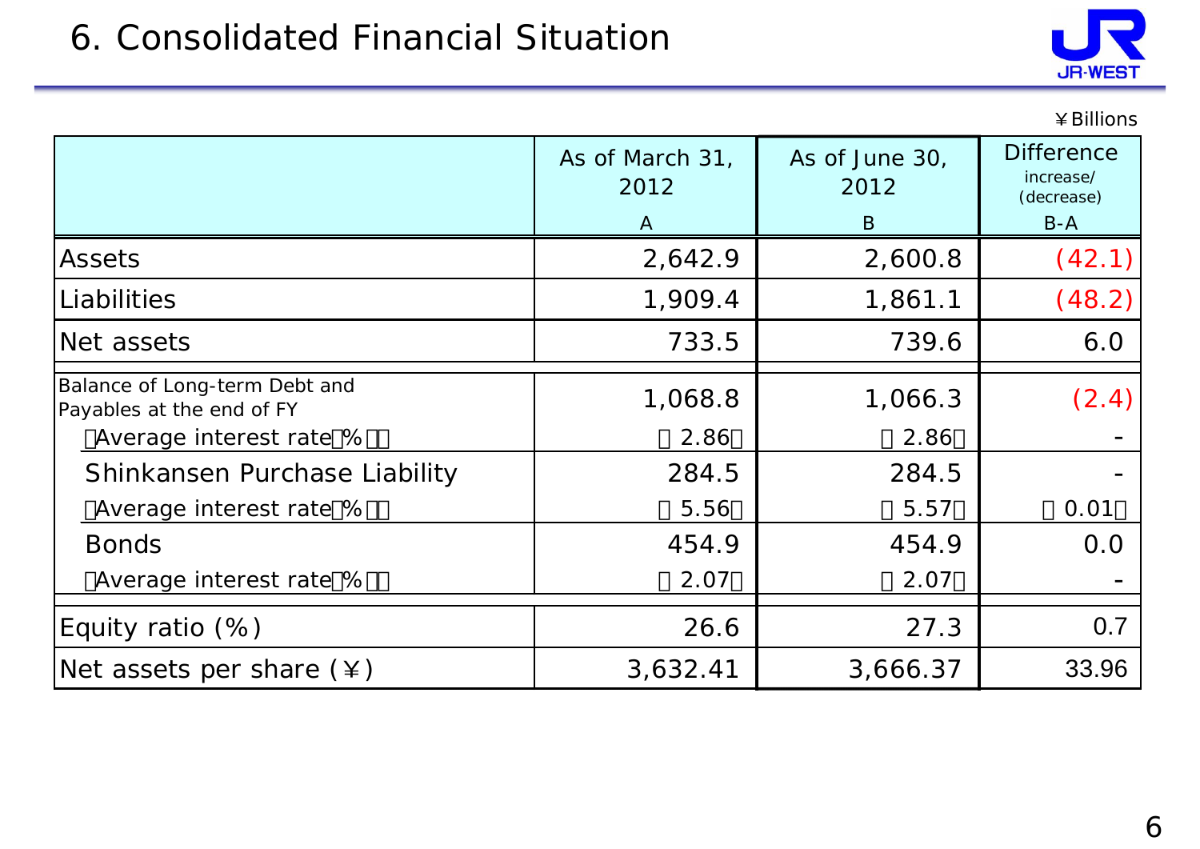# 6. Consolidated Financial Situation

¥Billions

| | As of March 31, 2012<br>A | As of June 30, 2012<br>B | Difference increase/ (decrease)<br>B-A |
|---|---|---|---|
| Assets | 2,642.9 | 2,600.8 | (42.1) |
| Liabilities | 1,909.4 | 1,861.1 | (48.2) |
| Net assets | 733.5 | 739.6 | 6.0 |
| Balance of Long-term Debt and Payables at the end of FY | 1,068.8 | 1,066.3 | (2.4) |
| (Average interest rate(%)) | (2.86) | (2.86) | - |
| Shinkansen Purchase Liability | 284.5 | 284.5 | - |
| (Average interest rate(%)) | (5.56) | (5.57) | (0.01) |
| Bonds | 454.9 | 454.9 | 0.0 |
| (Average interest rate(%)) | (2.07) | (2.07) | - |
| Equity ratio (%) | 26.6 | 27.3 | 0.7 |
| Net assets per share (¥) | 3,632.41 | 3,666.37 | 33.96 |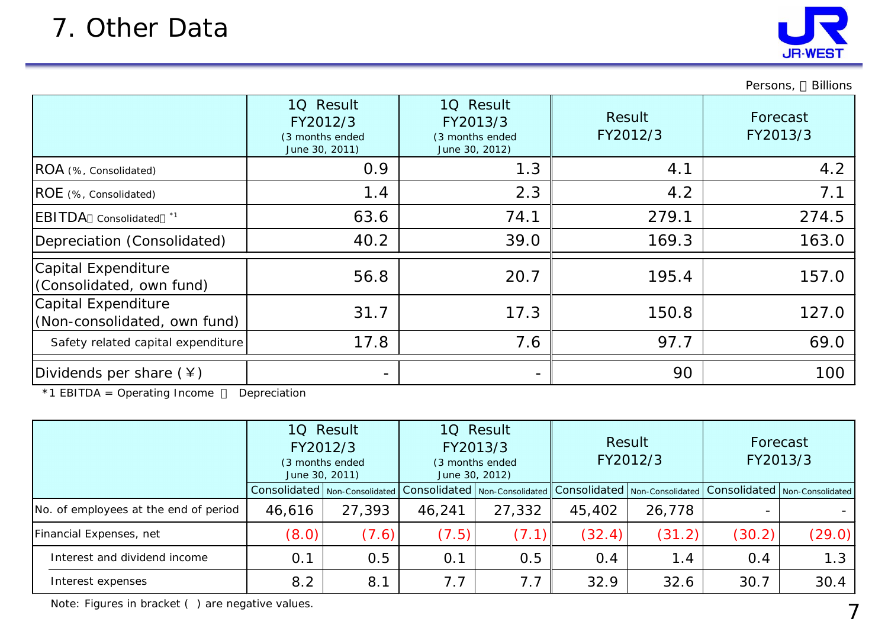# 7. Other Data

Persons, ￥ Billions

| | 1Q Result FY2012/3 (3 months ended June 30, 2011) | 1Q Result FY2013/3 (3 months ended June 30, 2012) | Result FY2012/3 | Forecast FY2013/3 |
|---|---|---|---|---|
| ROA (%, Consolidated) | 0.9 | 1.3 | 4.1 | 4.2 |
| ROE (%, Consolidated) | 1.4 | 2.3 | 4.2 | 7.1 |
| EBITDA (Consolidated) *1 | 63.6 | 74.1 | 279.1 | 274.5 |
| Depreciation (Consolidated) | 40.2 | 39.0 | 169.3 | 163.0 |
| Capital Expenditure (Consolidated, own fund) | 56.8 | 20.7 | 195.4 | 157.0 |
| Capital Expenditure (Non-consolidated, own fund) | 31.7 | 17.3 | 150.8 | 127.0 |
| Safety related capital expenditure | 17.8 | 7.6 | 97.7 | 69.0 |
| Dividends per share (￥) | - | - | 90 | 100 |

*1 EBITDA = Operating Income ＋ Depreciation

| | 1Q Result FY2012/3 (3 months ended June 30, 2011) | | 1Q Result FY2013/3 (3 months ended June 30, 2012) | | Result FY2012/3 | | Forecast FY2013/3 | |
|---|---|---|---|---|---|---|---|---|
| | Consolidated | Non-Consolidated | Consolidated | Non-Consolidated | Consolidated | Non-Consolidated | Consolidated | Non-Consolidated |
| No. of employees at the end of period | 46,616 | 27,393 | 46,241 | 27,332 | 45,402 | 26,778 | - | - |
| Financial Expenses, net | (8.0) | (7.6) | (7.5) | (7.1) | (32.4) | (31.2) | (30.2) | (29.0) |
| Interest and dividend income | 0.1 | 0.5 | 0.1 | 0.5 | 0.4 | 1.4 | 0.4 | 1.3 |
| Interest expenses | 8.2 | 8.1 | 7.7 | 7.7 | 32.9 | 32.6 | 30.7 | 30.4 |

Note: Figures in bracket ( ) are negative values.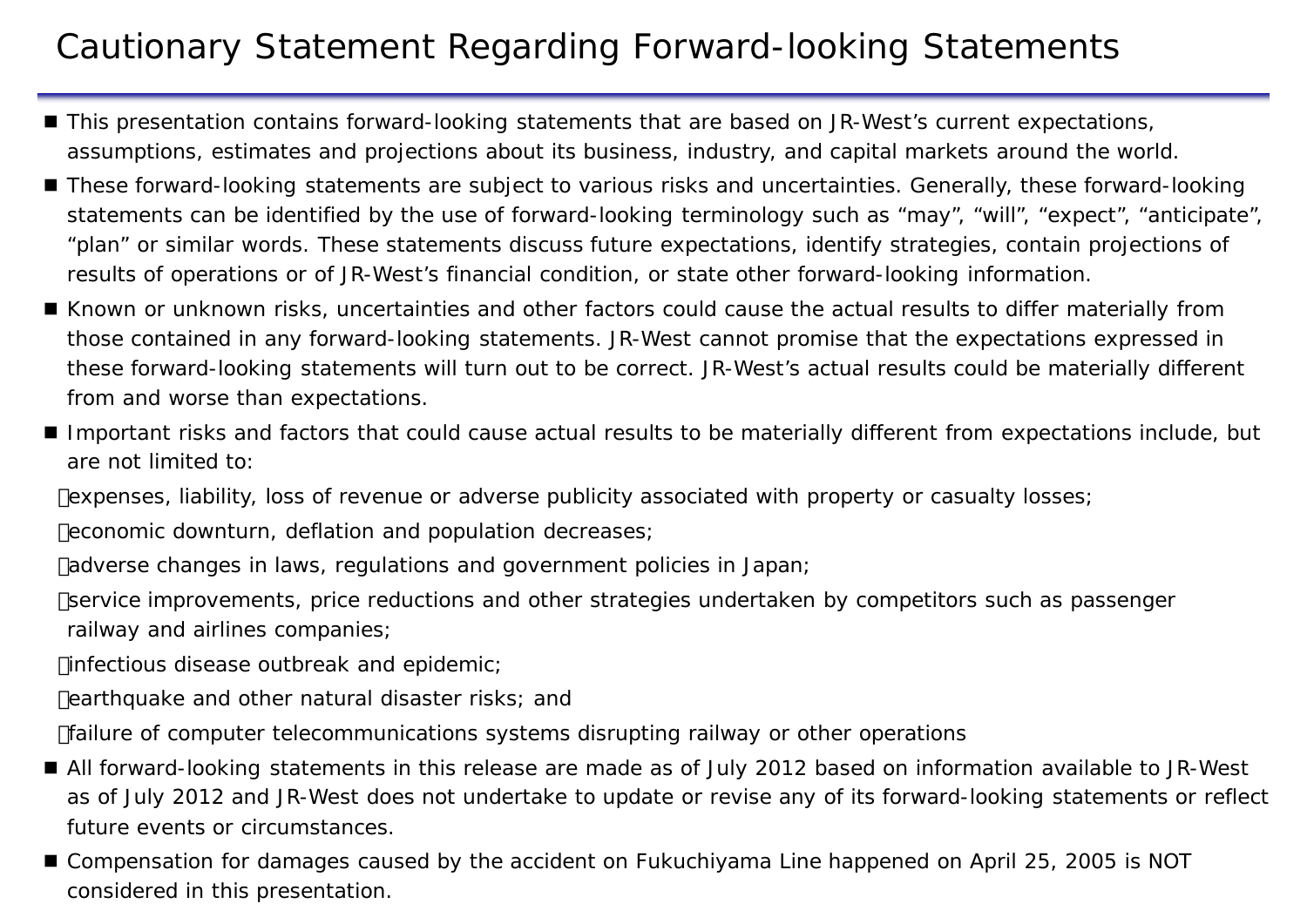# Cautionary Statement Regarding Forward-looking Statements

- This presentation contains forward-looking statements that are based on JR-West's current expectations, assumptions, estimates and projections about its business, industry, and capital markets around the world.
- These forward-looking statements are subject to various risks and uncertainties. Generally, these forward-looking statements can be identified by the use of forward-looking terminology such as "may", "will", "expect", "anticipate", "plan" or similar words. These statements discuss future expectations, identify strategies, contain projections of results of operations or of JR-West's financial condition, or state other forward-looking information.
- Known or unknown risks, uncertainties and other factors could cause the actual results to differ materially from those contained in any forward-looking statements. JR-West cannot promise that the expectations expressed in these forward-looking statements will turn out to be correct. JR-West's actual results could be materially different from and worse than expectations.
- Important risks and factors that could cause actual results to be materially different from expectations include, but are not limited to:
  - expenses, liability, loss of revenue or adverse publicity associated with property or casualty losses;
  - economic downturn, deflation and population decreases;
  - adverse changes in laws, regulations and government policies in Japan;
  - service improvements, price reductions and other strategies undertaken by competitors such as passenger railway and airlines companies;
  - infectious disease outbreak and epidemic;
  - earthquake and other natural disaster risks; and
  - failure of computer telecommunications systems disrupting railway or other operations
- All forward-looking statements in this release are made as of July 2012 based on information available to JR-West as of July 2012 and JR-West does not undertake to update or revise any of its forward-looking statements or reflect future events or circumstances.
- Compensation for damages caused by the accident on Fukuchiyama Line happened on April 25, 2005 is NOT considered in this presentation.